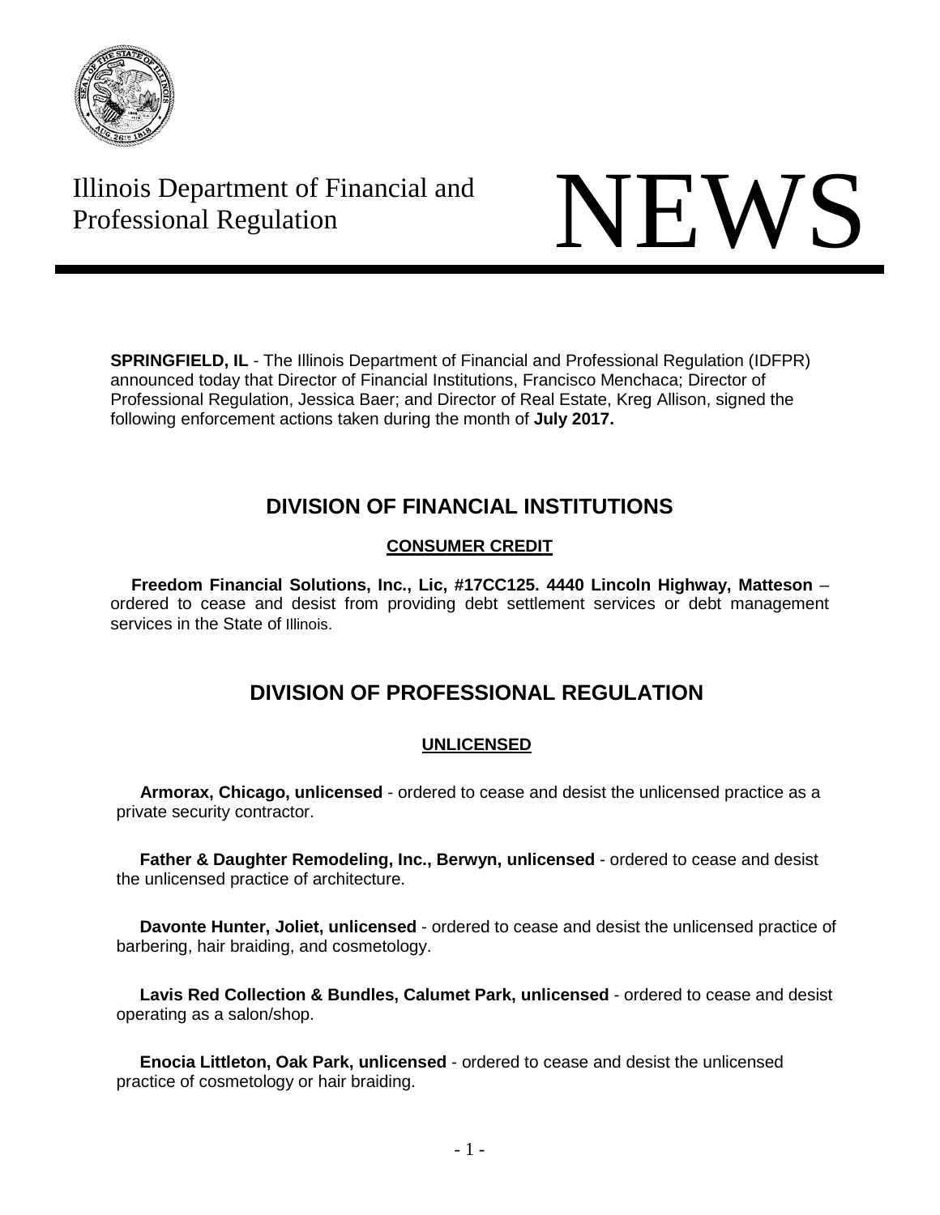Illinois Department of Financial and Professional Regulation

# NEWS

**SPRINGFIELD, IL** - The Illinois Department of Financial and Professional Regulation (IDFPR) announced today that Director of Financial Institutions, Francisco Menchaca; Director of Professional Regulation, Jessica Baer; and Director of Real Estate, Kreg Allison, signed the following enforcement actions taken during the month of **July 2017.**

## DIVISION OF FINANCIAL INSTITUTIONS

### CONSUMER CREDIT

**Freedom Financial Solutions, Inc., Lic, #17CC125. 4440 Lincoln Highway, Matteson** – ordered to cease and desist from providing debt settlement services or debt management services in the State of Illinois.

## DIVISION OF PROFESSIONAL REGULATION

### UNLICENSED

**Armorax, Chicago, unlicensed** - ordered to cease and desist the unlicensed practice as a private security contractor.

**Father & Daughter Remodeling, Inc., Berwyn, unlicensed** - ordered to cease and desist the unlicensed practice of architecture.

**Davonte Hunter, Joliet, unlicensed** - ordered to cease and desist the unlicensed practice of barbering, hair braiding, and cosmetology.

**Lavis Red Collection & Bundles, Calumet Park, unlicensed** - ordered to cease and desist operating as a salon/shop.

**Enocia Littleton, Oak Park, unlicensed** - ordered to cease and desist the unlicensed practice of cosmetology or hair braiding.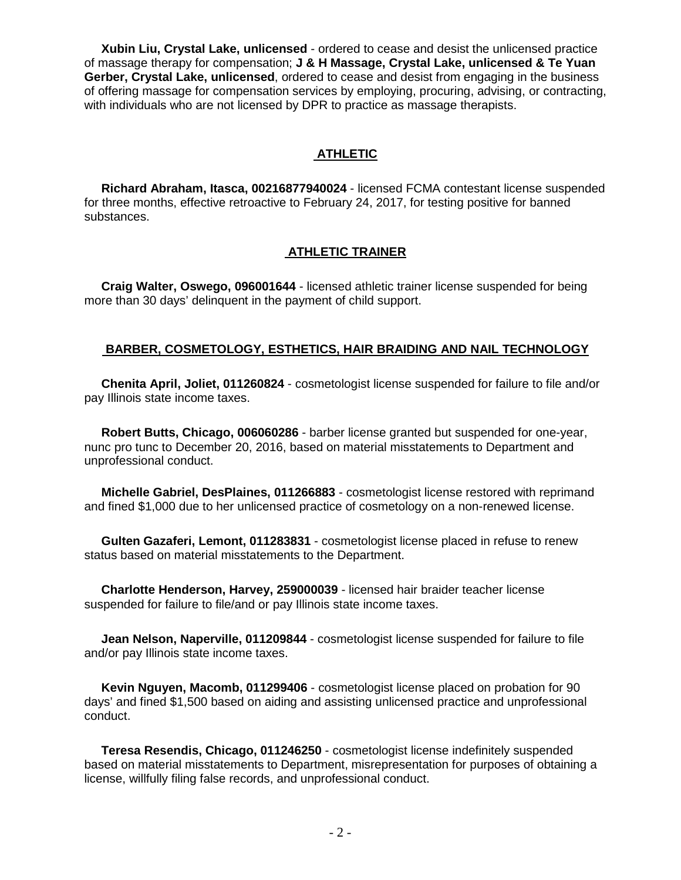**Xubin Liu, Crystal Lake, unlicensed** - ordered to cease and desist the unlicensed practice of massage therapy for compensation; **J & H Massage, Crystal Lake, unlicensed & Te Yuan Gerber, Crystal Lake, unlicensed**, ordered to cease and desist from engaging in the business of offering massage for compensation services by employing, procuring, advising, or contracting, with individuals who are not licensed by DPR to practice as massage therapists.

## ATHLETIC

**Richard Abraham, Itasca, 00216877940024** - licensed FCMA contestant license suspended for three months, effective retroactive to February 24, 2017, for testing positive for banned substances.

## ATHLETIC TRAINER

**Craig Walter, Oswego, 096001644** - licensed athletic trainer license suspended for being more than 30 days' delinquent in the payment of child support.

## BARBER, COSMETOLOGY, ESTHETICS, HAIR BRAIDING AND NAIL TECHNOLOGY

**Chenita April, Joliet, 011260824** - cosmetologist license suspended for failure to file and/or pay Illinois state income taxes.

**Robert Butts, Chicago, 006060286** - barber license granted but suspended for one-year, nunc pro tunc to December 20, 2016, based on material misstatements to Department and unprofessional conduct.

**Michelle Gabriel, DesPlaines, 011266883** - cosmetologist license restored with reprimand and fined $1,000 due to her unlicensed practice of cosmetology on a non-renewed license.

**Gulten Gazaferi, Lemont, 011283831** - cosmetologist license placed in refuse to renew status based on material misstatements to the Department.

**Charlotte Henderson, Harvey, 259000039** - licensed hair braider teacher license suspended for failure to file/and or pay Illinois state income taxes.

**Jean Nelson, Naperville, 011209844** - cosmetologist license suspended for failure to file and/or pay Illinois state income taxes.

**Kevin Nguyen, Macomb, 011299406** - cosmetologist license placed on probation for 90 days' and fined $1,500 based on aiding and assisting unlicensed practice and unprofessional conduct.

**Teresa Resendis, Chicago, 011246250** - cosmetologist license indefinitely suspended based on material misstatements to Department, misrepresentation for purposes of obtaining a license, willfully filing false records, and unprofessional conduct.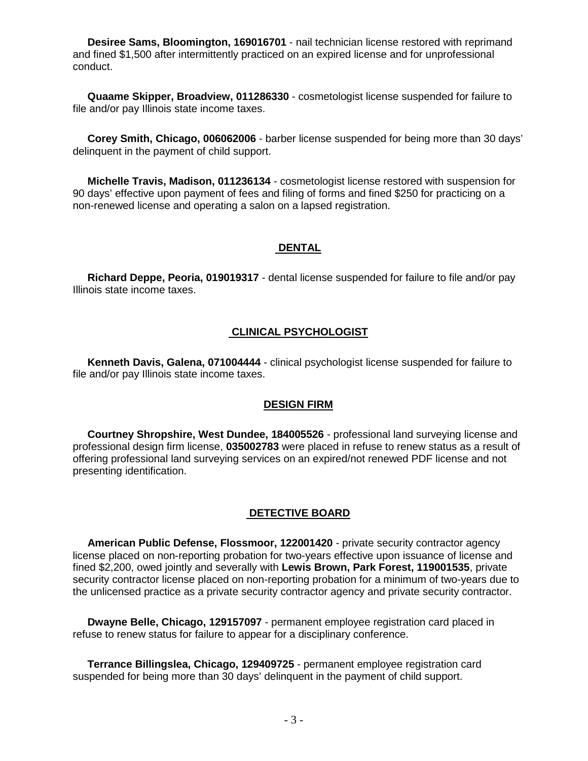**Desiree Sams, Bloomington, 169016701** - nail technician license restored with reprimand and fined $1,500 after intermittently practiced on an expired license and for unprofessional conduct.

**Quaame Skipper, Broadview, 011286330** - cosmetologist license suspended for failure to file and/or pay Illinois state income taxes.

**Corey Smith, Chicago, 006062006** - barber license suspended for being more than 30 days' delinquent in the payment of child support.

**Michelle Travis, Madison, 011236134** - cosmetologist license restored with suspension for 90 days' effective upon payment of fees and filing of forms and fined $250 for practicing on a non-renewed license and operating a salon on a lapsed registration.

## DENTAL

**Richard Deppe, Peoria, 019019317** - dental license suspended for failure to file and/or pay Illinois state income taxes.

## CLINICAL PSYCHOLOGIST

**Kenneth Davis, Galena, 071004444** - clinical psychologist license suspended for failure to file and/or pay Illinois state income taxes.

## DESIGN FIRM

**Courtney Shropshire, West Dundee, 184005526** - professional land surveying license and professional design firm license, **035002783** were placed in refuse to renew status as a result of offering professional land surveying services on an expired/not renewed PDF license and not presenting identification.

## DETECTIVE BOARD

**American Public Defense, Flossmoor, 122001420** - private security contractor agency license placed on non-reporting probation for two-years effective upon issuance of license and fined $2,200, owed jointly and severally with **Lewis Brown, Park Forest, 119001535**, private security contractor license placed on non-reporting probation for a minimum of two-years due to the unlicensed practice as a private security contractor agency and private security contractor.

**Dwayne Belle, Chicago, 129157097** - permanent employee registration card placed in refuse to renew status for failure to appear for a disciplinary conference.

**Terrance Billingslea, Chicago, 129409725** - permanent employee registration card suspended for being more than 30 days' delinquent in the payment of child support.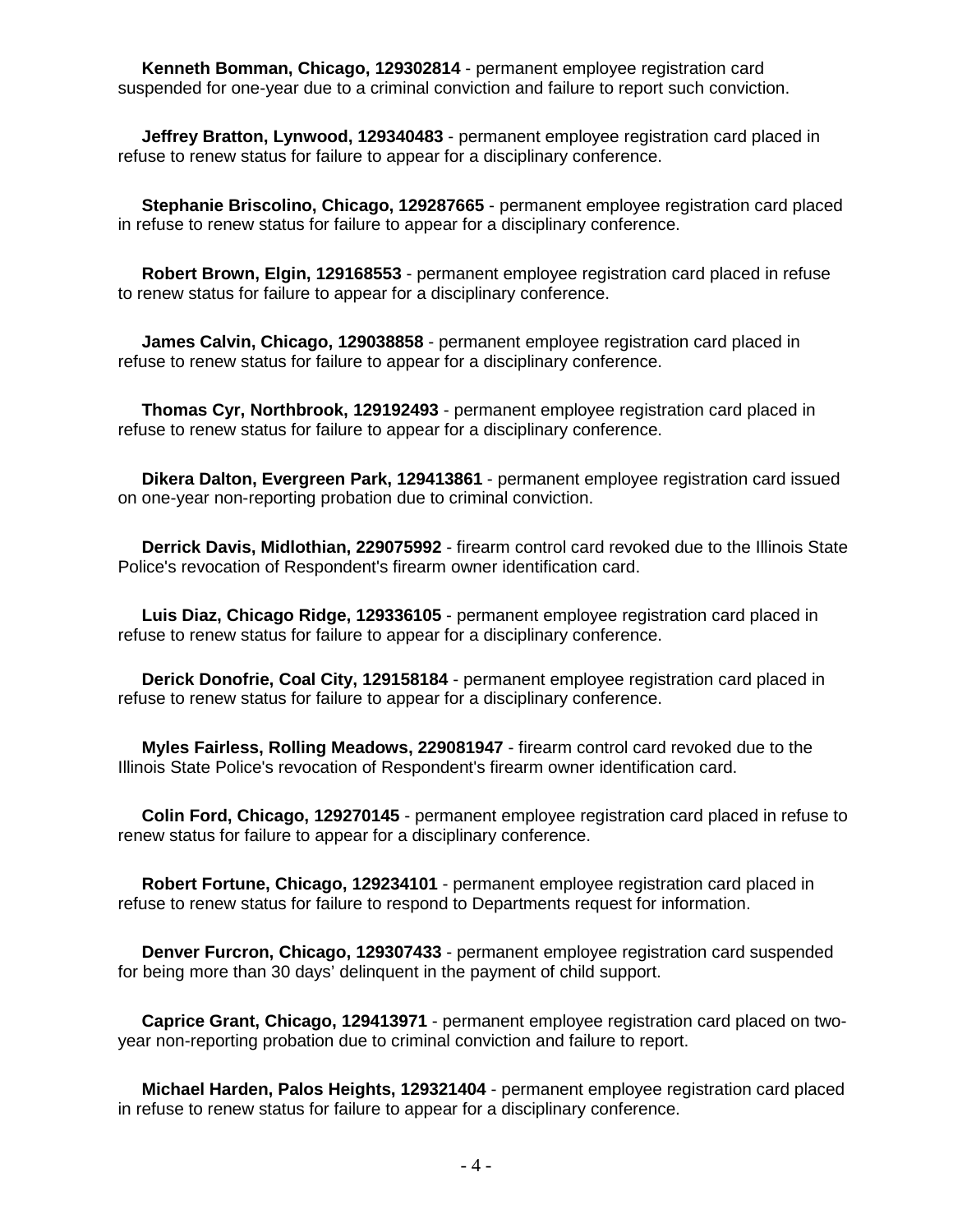**Kenneth Bomman, Chicago, 129302814** - permanent employee registration card suspended for one-year due to a criminal conviction and failure to report such conviction.

**Jeffrey Bratton, Lynwood, 129340483** - permanent employee registration card placed in refuse to renew status for failure to appear for a disciplinary conference.

**Stephanie Briscolino, Chicago, 129287665** - permanent employee registration card placed in refuse to renew status for failure to appear for a disciplinary conference.

**Robert Brown, Elgin, 129168553** - permanent employee registration card placed in refuse to renew status for failure to appear for a disciplinary conference.

**James Calvin, Chicago, 129038858** - permanent employee registration card placed in refuse to renew status for failure to appear for a disciplinary conference.

**Thomas Cyr, Northbrook, 129192493** - permanent employee registration card placed in refuse to renew status for failure to appear for a disciplinary conference.

**Dikera Dalton, Evergreen Park, 129413861** - permanent employee registration card issued on one-year non-reporting probation due to criminal conviction.

**Derrick Davis, Midlothian, 229075992** - firearm control card revoked due to the Illinois State Police's revocation of Respondent's firearm owner identification card.

**Luis Diaz, Chicago Ridge, 129336105** - permanent employee registration card placed in refuse to renew status for failure to appear for a disciplinary conference.

**Derick Donofrie, Coal City, 129158184** - permanent employee registration card placed in refuse to renew status for failure to appear for a disciplinary conference.

**Myles Fairless, Rolling Meadows, 229081947** - firearm control card revoked due to the Illinois State Police's revocation of Respondent's firearm owner identification card.

**Colin Ford, Chicago, 129270145** - permanent employee registration card placed in refuse to renew status for failure to appear for a disciplinary conference.

**Robert Fortune, Chicago, 129234101** - permanent employee registration card placed in refuse to renew status for failure to respond to Departments request for information.

**Denver Furcron, Chicago, 129307433** - permanent employee registration card suspended for being more than 30 days' delinquent in the payment of child support.

**Caprice Grant, Chicago, 129413971** - permanent employee registration card placed on two-year non-reporting probation due to criminal conviction and failure to report.

**Michael Harden, Palos Heights, 129321404** - permanent employee registration card placed in refuse to renew status for failure to appear for a disciplinary conference.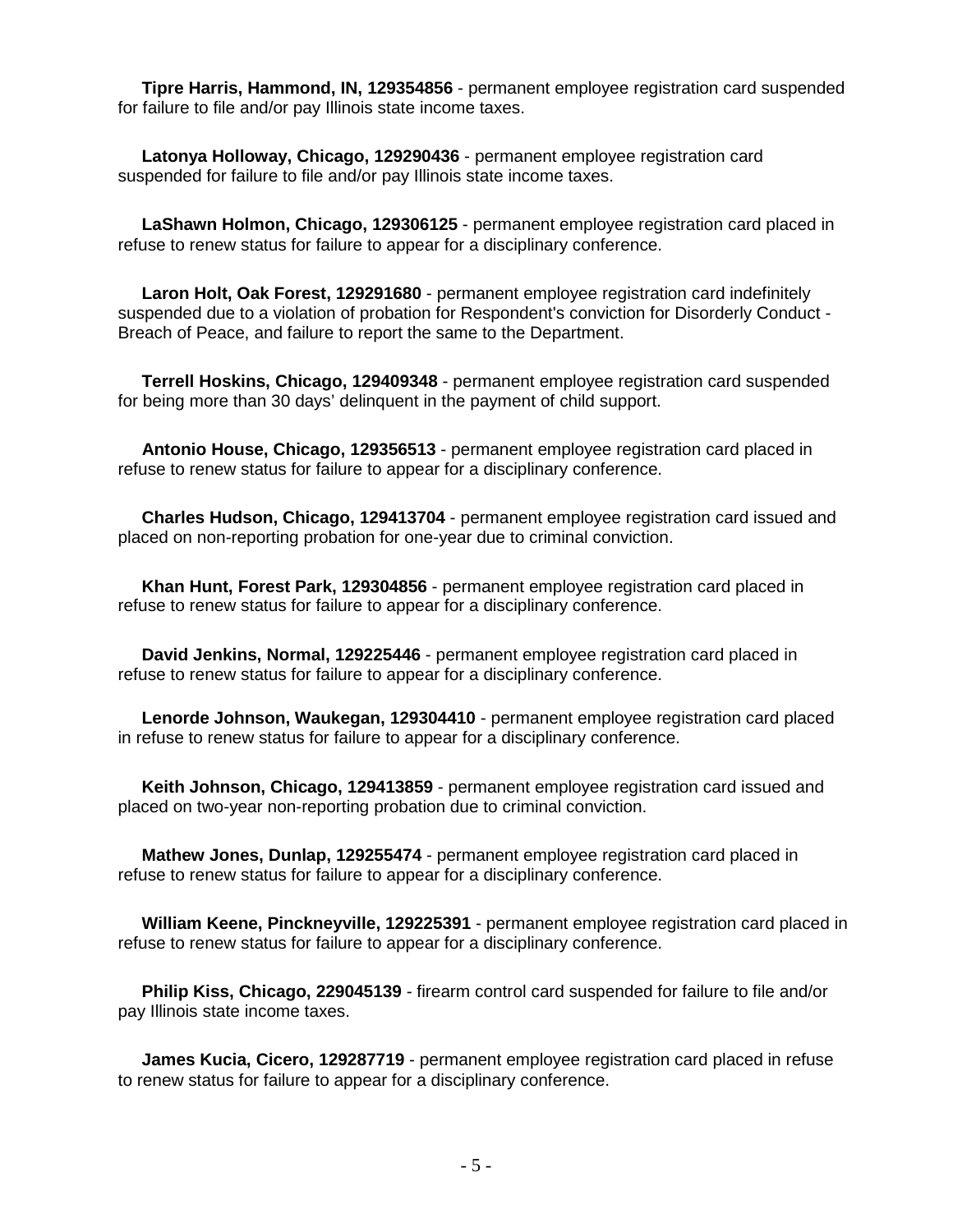**Tipre Harris, Hammond, IN, 129354856** - permanent employee registration card suspended for failure to file and/or pay Illinois state income taxes.

**Latonya Holloway, Chicago, 129290436** - permanent employee registration card suspended for failure to file and/or pay Illinois state income taxes.

**LaShawn Holmon, Chicago, 129306125** - permanent employee registration card placed in refuse to renew status for failure to appear for a disciplinary conference.

**Laron Holt, Oak Forest, 129291680** - permanent employee registration card indefinitely suspended due to a violation of probation for Respondent's conviction for Disorderly Conduct - Breach of Peace, and failure to report the same to the Department.

**Terrell Hoskins, Chicago, 129409348** - permanent employee registration card suspended for being more than 30 days' delinquent in the payment of child support.

**Antonio House, Chicago, 129356513** - permanent employee registration card placed in refuse to renew status for failure to appear for a disciplinary conference.

**Charles Hudson, Chicago, 129413704** - permanent employee registration card issued and placed on non-reporting probation for one-year due to criminal conviction.

**Khan Hunt, Forest Park, 129304856** - permanent employee registration card placed in refuse to renew status for failure to appear for a disciplinary conference.

**David Jenkins, Normal, 129225446** - permanent employee registration card placed in refuse to renew status for failure to appear for a disciplinary conference.

**Lenorde Johnson, Waukegan, 129304410** - permanent employee registration card placed in refuse to renew status for failure to appear for a disciplinary conference.

**Keith Johnson, Chicago, 129413859** - permanent employee registration card issued and placed on two-year non-reporting probation due to criminal conviction.

**Mathew Jones, Dunlap, 129255474** - permanent employee registration card placed in refuse to renew status for failure to appear for a disciplinary conference.

**William Keene, Pinckneyville, 129225391** - permanent employee registration card placed in refuse to renew status for failure to appear for a disciplinary conference.

**Philip Kiss, Chicago, 229045139** - firearm control card suspended for failure to file and/or pay Illinois state income taxes.

**James Kucia, Cicero, 129287719** - permanent employee registration card placed in refuse to renew status for failure to appear for a disciplinary conference.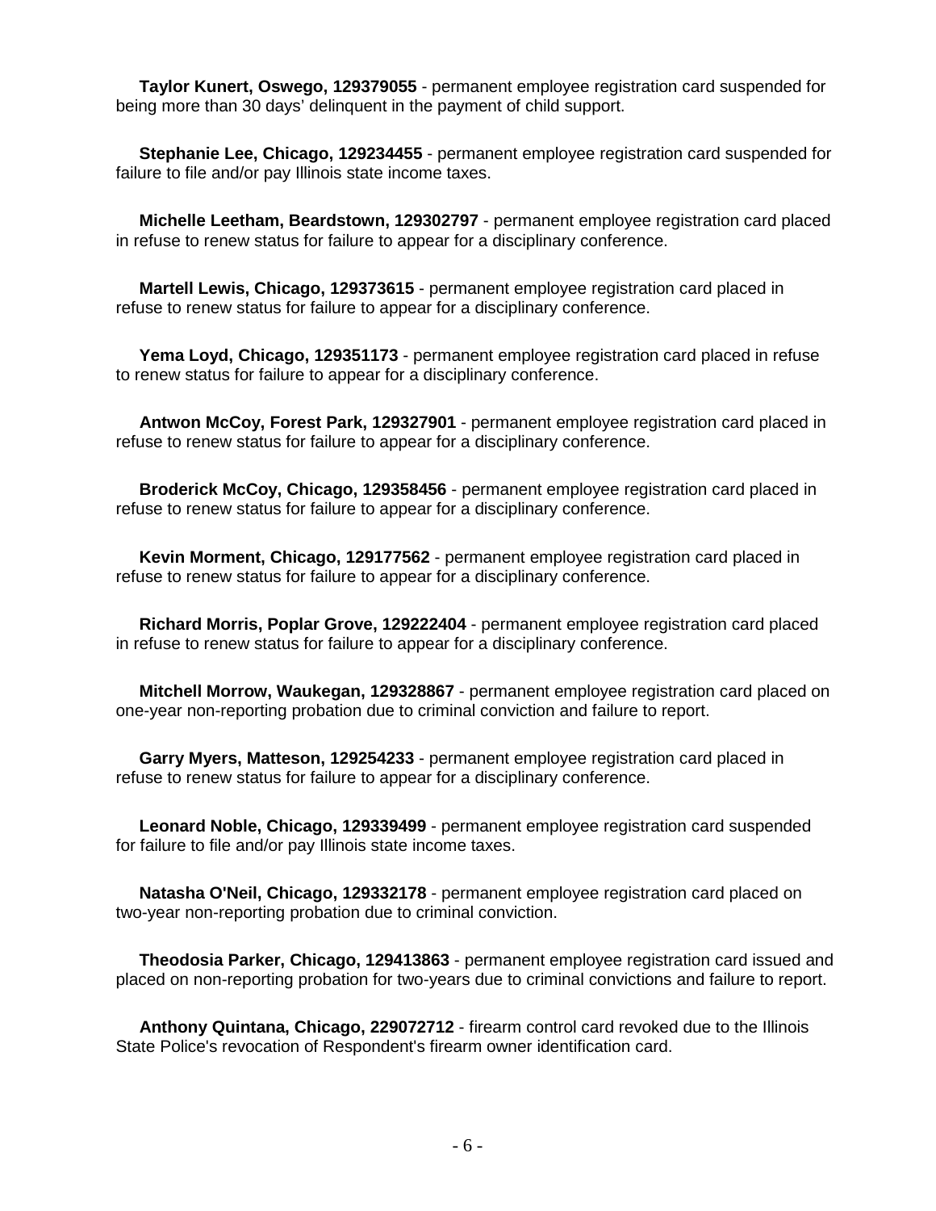**Taylor Kunert, Oswego, 129379055** - permanent employee registration card suspended for being more than 30 days' delinquent in the payment of child support.

**Stephanie Lee, Chicago, 129234455** - permanent employee registration card suspended for failure to file and/or pay Illinois state income taxes.

**Michelle Leetham, Beardstown, 129302797** - permanent employee registration card placed in refuse to renew status for failure to appear for a disciplinary conference.

**Martell Lewis, Chicago, 129373615** - permanent employee registration card placed in refuse to renew status for failure to appear for a disciplinary conference.

**Yema Loyd, Chicago, 129351173** - permanent employee registration card placed in refuse to renew status for failure to appear for a disciplinary conference.

**Antwon McCoy, Forest Park, 129327901** - permanent employee registration card placed in refuse to renew status for failure to appear for a disciplinary conference.

**Broderick McCoy, Chicago, 129358456** - permanent employee registration card placed in refuse to renew status for failure to appear for a disciplinary conference.

**Kevin Morment, Chicago, 129177562** - permanent employee registration card placed in refuse to renew status for failure to appear for a disciplinary conference.

**Richard Morris, Poplar Grove, 129222404** - permanent employee registration card placed in refuse to renew status for failure to appear for a disciplinary conference.

**Mitchell Morrow, Waukegan, 129328867** - permanent employee registration card placed on one-year non-reporting probation due to criminal conviction and failure to report.

**Garry Myers, Matteson, 129254233** - permanent employee registration card placed in refuse to renew status for failure to appear for a disciplinary conference.

**Leonard Noble, Chicago, 129339499** - permanent employee registration card suspended for failure to file and/or pay Illinois state income taxes.

**Natasha O'Neil, Chicago, 129332178** - permanent employee registration card placed on two-year non-reporting probation due to criminal conviction.

**Theodosia Parker, Chicago, 129413863** - permanent employee registration card issued and placed on non-reporting probation for two-years due to criminal convictions and failure to report.

**Anthony Quintana, Chicago, 229072712** - firearm control card revoked due to the Illinois State Police's revocation of Respondent's firearm owner identification card.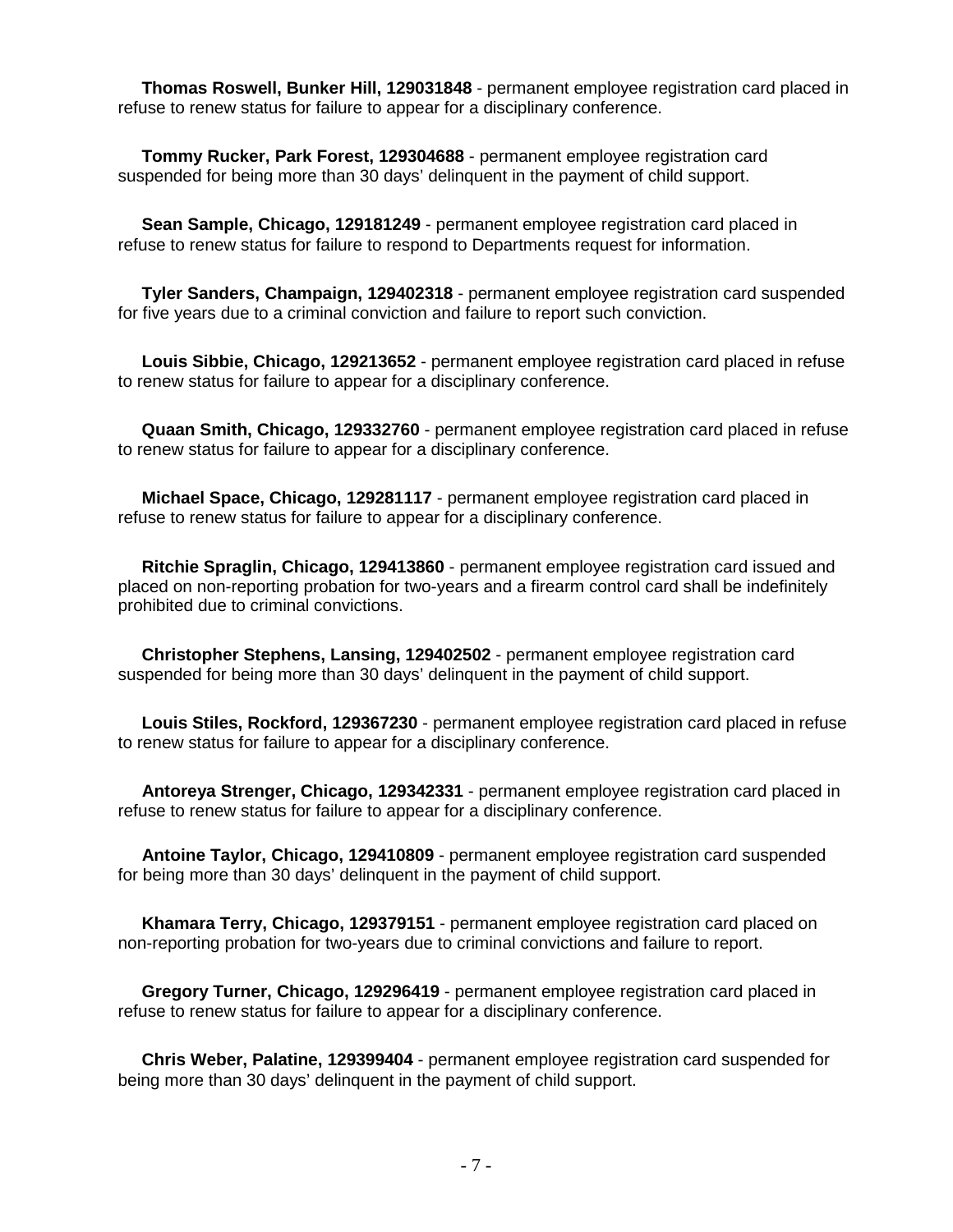**Thomas Roswell, Bunker Hill, 129031848** - permanent employee registration card placed in refuse to renew status for failure to appear for a disciplinary conference.

**Tommy Rucker, Park Forest, 129304688** - permanent employee registration card suspended for being more than 30 days' delinquent in the payment of child support.

**Sean Sample, Chicago, 129181249** - permanent employee registration card placed in refuse to renew status for failure to respond to Departments request for information.

**Tyler Sanders, Champaign, 129402318** - permanent employee registration card suspended for five years due to a criminal conviction and failure to report such conviction.

**Louis Sibbie, Chicago, 129213652** - permanent employee registration card placed in refuse to renew status for failure to appear for a disciplinary conference.

**Quaan Smith, Chicago, 129332760** - permanent employee registration card placed in refuse to renew status for failure to appear for a disciplinary conference.

**Michael Space, Chicago, 129281117** - permanent employee registration card placed in refuse to renew status for failure to appear for a disciplinary conference.

**Ritchie Spraglin, Chicago, 129413860** - permanent employee registration card issued and placed on non-reporting probation for two-years and a firearm control card shall be indefinitely prohibited due to criminal convictions.

**Christopher Stephens, Lansing, 129402502** - permanent employee registration card suspended for being more than 30 days' delinquent in the payment of child support.

**Louis Stiles, Rockford, 129367230** - permanent employee registration card placed in refuse to renew status for failure to appear for a disciplinary conference.

**Antoreya Strenger, Chicago, 129342331** - permanent employee registration card placed in refuse to renew status for failure to appear for a disciplinary conference.

**Antoine Taylor, Chicago, 129410809** - permanent employee registration card suspended for being more than 30 days' delinquent in the payment of child support.

**Khamara Terry, Chicago, 129379151** - permanent employee registration card placed on non-reporting probation for two-years due to criminal convictions and failure to report.

**Gregory Turner, Chicago, 129296419** - permanent employee registration card placed in refuse to renew status for failure to appear for a disciplinary conference.

**Chris Weber, Palatine, 129399404** - permanent employee registration card suspended for being more than 30 days' delinquent in the payment of child support.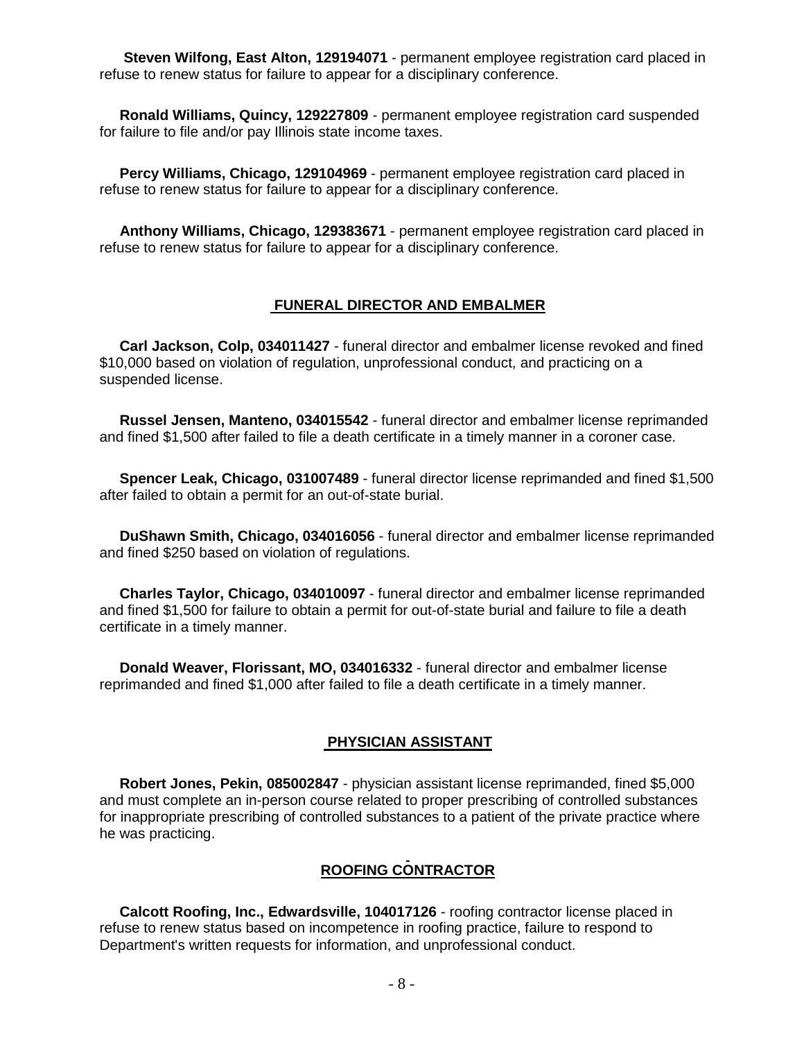**Steven Wilfong, East Alton, 129194071** - permanent employee registration card placed in refuse to renew status for failure to appear for a disciplinary conference.

**Ronald Williams, Quincy, 129227809** - permanent employee registration card suspended for failure to file and/or pay Illinois state income taxes.

**Percy Williams, Chicago, 129104969** - permanent employee registration card placed in refuse to renew status for failure to appear for a disciplinary conference.

**Anthony Williams, Chicago, 129383671** - permanent employee registration card placed in refuse to renew status for failure to appear for a disciplinary conference.

## FUNERAL DIRECTOR AND EMBALMER

**Carl Jackson, Colp, 034011427** - funeral director and embalmer license revoked and fined $10,000 based on violation of regulation, unprofessional conduct, and practicing on a suspended license.

**Russel Jensen, Manteno, 034015542** - funeral director and embalmer license reprimanded and fined $1,500 after failed to file a death certificate in a timely manner in a coroner case.

**Spencer Leak, Chicago, 031007489** - funeral director license reprimanded and fined $1,500 after failed to obtain a permit for an out-of-state burial.

**DuShawn Smith, Chicago, 034016056** - funeral director and embalmer license reprimanded and fined $250 based on violation of regulations.

**Charles Taylor, Chicago, 034010097** - funeral director and embalmer license reprimanded and fined $1,500 for failure to obtain a permit for out-of-state burial and failure to file a death certificate in a timely manner.

**Donald Weaver, Florissant, MO, 034016332** - funeral director and embalmer license reprimanded and fined $1,000 after failed to file a death certificate in a timely manner.

## PHYSICIAN ASSISTANT

**Robert Jones, Pekin, 085002847** - physician assistant license reprimanded, fined $5,000 and must complete an in-person course related to proper prescribing of controlled substances for inappropriate prescribing of controlled substances to a patient of the private practice where he was practicing.

## ROOFING CONTRACTOR

**Calcott Roofing, Inc., Edwardsville, 104017126** - roofing contractor license placed in refuse to renew status based on incompetence in roofing practice, failure to respond to Department's written requests for information, and unprofessional conduct.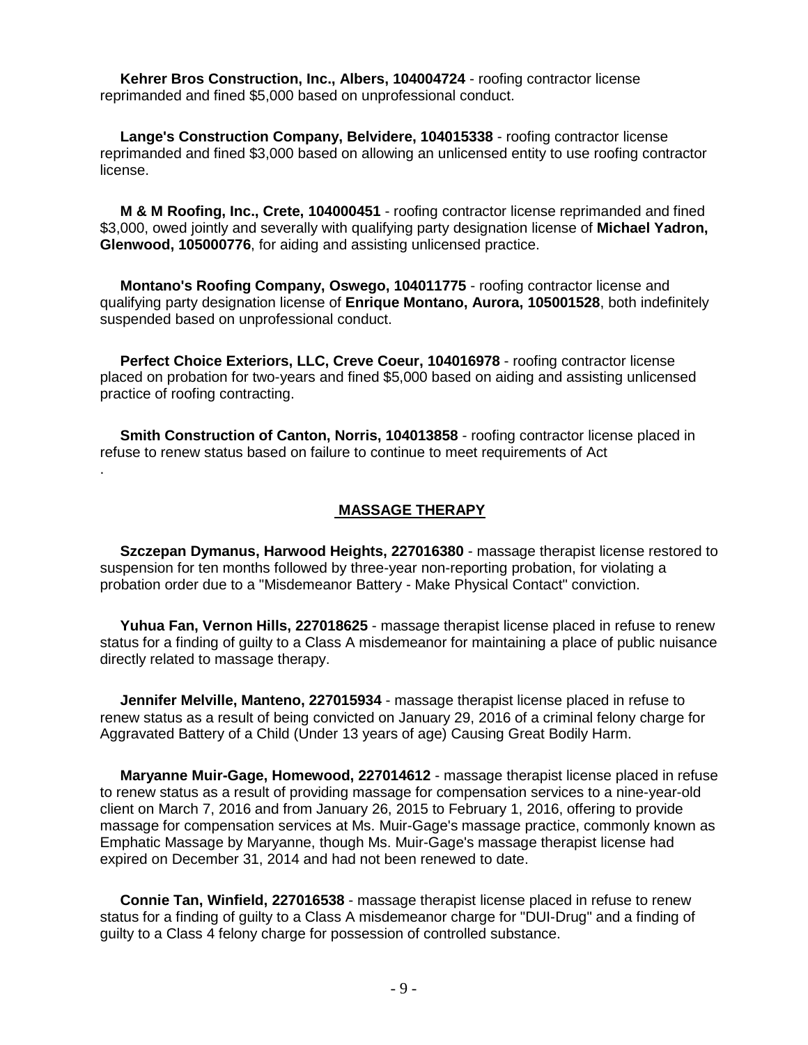**Kehrer Bros Construction, Inc., Albers, 104004724** - roofing contractor license reprimanded and fined $5,000 based on unprofessional conduct.

**Lange's Construction Company, Belvidere, 104015338** - roofing contractor license reprimanded and fined $3,000 based on allowing an unlicensed entity to use roofing contractor license.

**M & M Roofing, Inc., Crete, 104000451** - roofing contractor license reprimanded and fined $3,000, owed jointly and severally with qualifying party designation license of **Michael Yadron, Glenwood, 105000776**, for aiding and assisting unlicensed practice.

**Montano's Roofing Company, Oswego, 104011775** - roofing contractor license and qualifying party designation license of **Enrique Montano, Aurora, 105001528**, both indefinitely suspended based on unprofessional conduct.

**Perfect Choice Exteriors, LLC, Creve Coeur, 104016978** - roofing contractor license placed on probation for two-years and fined $5,000 based on aiding and assisting unlicensed practice of roofing contracting.

**Smith Construction of Canton, Norris, 104013858** - roofing contractor license placed in refuse to renew status based on failure to continue to meet requirements of Act
.

## MASSAGE THERAPY

**Szczepan Dymanus, Harwood Heights, 227016380** - massage therapist license restored to suspension for ten months followed by three-year non-reporting probation, for violating a probation order due to a "Misdemeanor Battery - Make Physical Contact" conviction.

**Yuhua Fan, Vernon Hills, 227018625** - massage therapist license placed in refuse to renew status for a finding of guilty to a Class A misdemeanor for maintaining a place of public nuisance directly related to massage therapy.

**Jennifer Melville, Manteno, 227015934** - massage therapist license placed in refuse to renew status as a result of being convicted on January 29, 2016 of a criminal felony charge for Aggravated Battery of a Child (Under 13 years of age) Causing Great Bodily Harm.

**Maryanne Muir-Gage, Homewood, 227014612** - massage therapist license placed in refuse to renew status as a result of providing massage for compensation services to a nine-year-old client on March 7, 2016 and from January 26, 2015 to February 1, 2016, offering to provide massage for compensation services at Ms. Muir-Gage's massage practice, commonly known as Emphatic Massage by Maryanne, though Ms. Muir-Gage's massage therapist license had expired on December 31, 2014 and had not been renewed to date.

**Connie Tan, Winfield, 227016538** - massage therapist license placed in refuse to renew status for a finding of guilty to a Class A misdemeanor charge for "DUI-Drug" and a finding of guilty to a Class 4 felony charge for possession of controlled substance.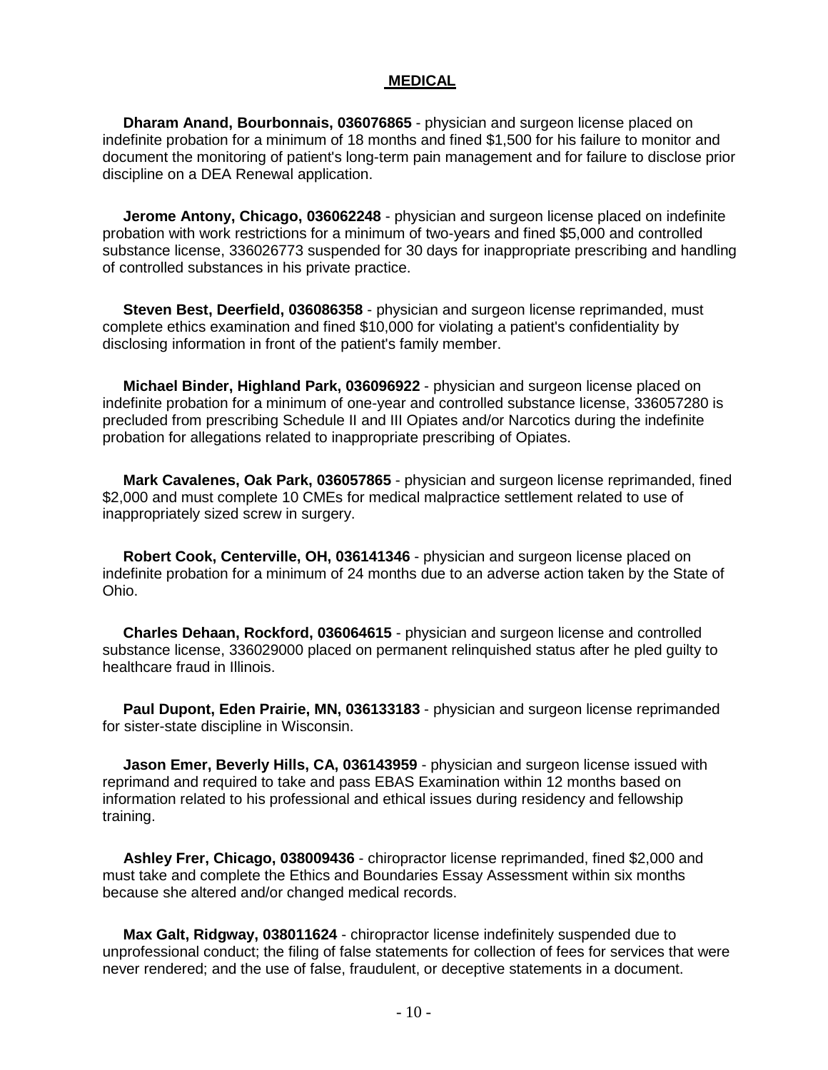## MEDICAL

**Dharam Anand, Bourbonnais, 036076865** - physician and surgeon license placed on indefinite probation for a minimum of 18 months and fined $1,500 for his failure to monitor and document the monitoring of patient's long-term pain management and for failure to disclose prior discipline on a DEA Renewal application.

**Jerome Antony, Chicago, 036062248** - physician and surgeon license placed on indefinite probation with work restrictions for a minimum of two-years and fined $5,000 and controlled substance license, 336026773 suspended for 30 days for inappropriate prescribing and handling of controlled substances in his private practice.

**Steven Best, Deerfield, 036086358** - physician and surgeon license reprimanded, must complete ethics examination and fined $10,000 for violating a patient's confidentiality by disclosing information in front of the patient's family member.

**Michael Binder, Highland Park, 036096922** - physician and surgeon license placed on indefinite probation for a minimum of one-year and controlled substance license, 336057280 is precluded from prescribing Schedule II and III Opiates and/or Narcotics during the indefinite probation for allegations related to inappropriate prescribing of Opiates.

**Mark Cavalenes, Oak Park, 036057865** - physician and surgeon license reprimanded, fined $2,000 and must complete 10 CMEs for medical malpractice settlement related to use of inappropriately sized screw in surgery.

**Robert Cook, Centerville, OH, 036141346** - physician and surgeon license placed on indefinite probation for a minimum of 24 months due to an adverse action taken by the State of Ohio.

**Charles Dehaan, Rockford, 036064615** - physician and surgeon license and controlled substance license, 336029000 placed on permanent relinquished status after he pled guilty to healthcare fraud in Illinois.

**Paul Dupont, Eden Prairie, MN, 036133183** - physician and surgeon license reprimanded for sister-state discipline in Wisconsin.

**Jason Emer, Beverly Hills, CA, 036143959** - physician and surgeon license issued with reprimand and required to take and pass EBAS Examination within 12 months based on information related to his professional and ethical issues during residency and fellowship training.

**Ashley Frer, Chicago, 038009436** - chiropractor license reprimanded, fined $2,000 and must take and complete the Ethics and Boundaries Essay Assessment within six months because she altered and/or changed medical records.

**Max Galt, Ridgway, 038011624** - chiropractor license indefinitely suspended due to unprofessional conduct; the filing of false statements for collection of fees for services that were never rendered; and the use of false, fraudulent, or deceptive statements in a document.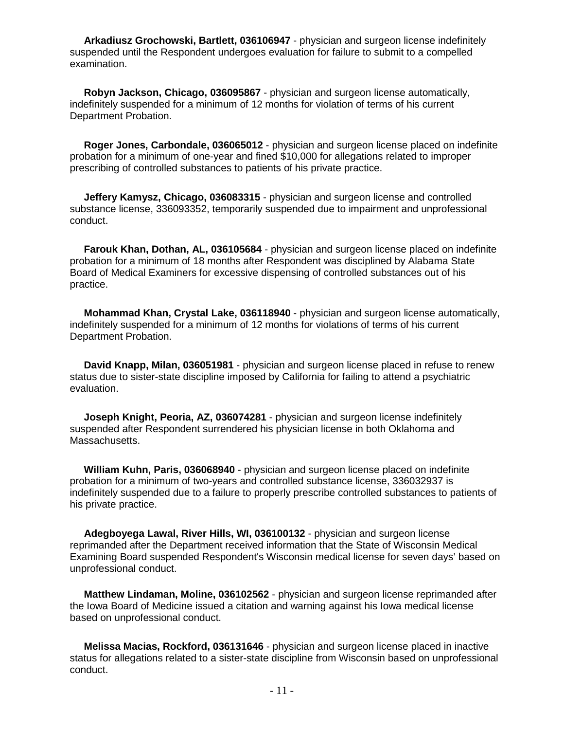**Arkadiusz Grochowski, Bartlett, 036106947** - physician and surgeon license indefinitely suspended until the Respondent undergoes evaluation for failure to submit to a compelled examination.

**Robyn Jackson, Chicago, 036095867** - physician and surgeon license automatically, indefinitely suspended for a minimum of 12 months for violation of terms of his current Department Probation.

**Roger Jones, Carbondale, 036065012** - physician and surgeon license placed on indefinite probation for a minimum of one-year and fined $10,000 for allegations related to improper prescribing of controlled substances to patients of his private practice.

**Jeffery Kamysz, Chicago, 036083315** - physician and surgeon license and controlled substance license, 336093352, temporarily suspended due to impairment and unprofessional conduct.

**Farouk Khan, Dothan, AL, 036105684** - physician and surgeon license placed on indefinite probation for a minimum of 18 months after Respondent was disciplined by Alabama State Board of Medical Examiners for excessive dispensing of controlled substances out of his practice.

**Mohammad Khan, Crystal Lake, 036118940** - physician and surgeon license automatically, indefinitely suspended for a minimum of 12 months for violations of terms of his current Department Probation.

**David Knapp, Milan, 036051981** - physician and surgeon license placed in refuse to renew status due to sister-state discipline imposed by California for failing to attend a psychiatric evaluation.

**Joseph Knight, Peoria, AZ, 036074281** - physician and surgeon license indefinitely suspended after Respondent surrendered his physician license in both Oklahoma and Massachusetts.

**William Kuhn, Paris, 036068940** - physician and surgeon license placed on indefinite probation for a minimum of two-years and controlled substance license, 336032937 is indefinitely suspended due to a failure to properly prescribe controlled substances to patients of his private practice.

**Adegboyega Lawal, River Hills, WI, 036100132** - physician and surgeon license reprimanded after the Department received information that the State of Wisconsin Medical Examining Board suspended Respondent's Wisconsin medical license for seven days' based on unprofessional conduct.

**Matthew Lindaman, Moline, 036102562** - physician and surgeon license reprimanded after the Iowa Board of Medicine issued a citation and warning against his Iowa medical license based on unprofessional conduct.

**Melissa Macias, Rockford, 036131646** - physician and surgeon license placed in inactive status for allegations related to a sister-state discipline from Wisconsin based on unprofessional conduct.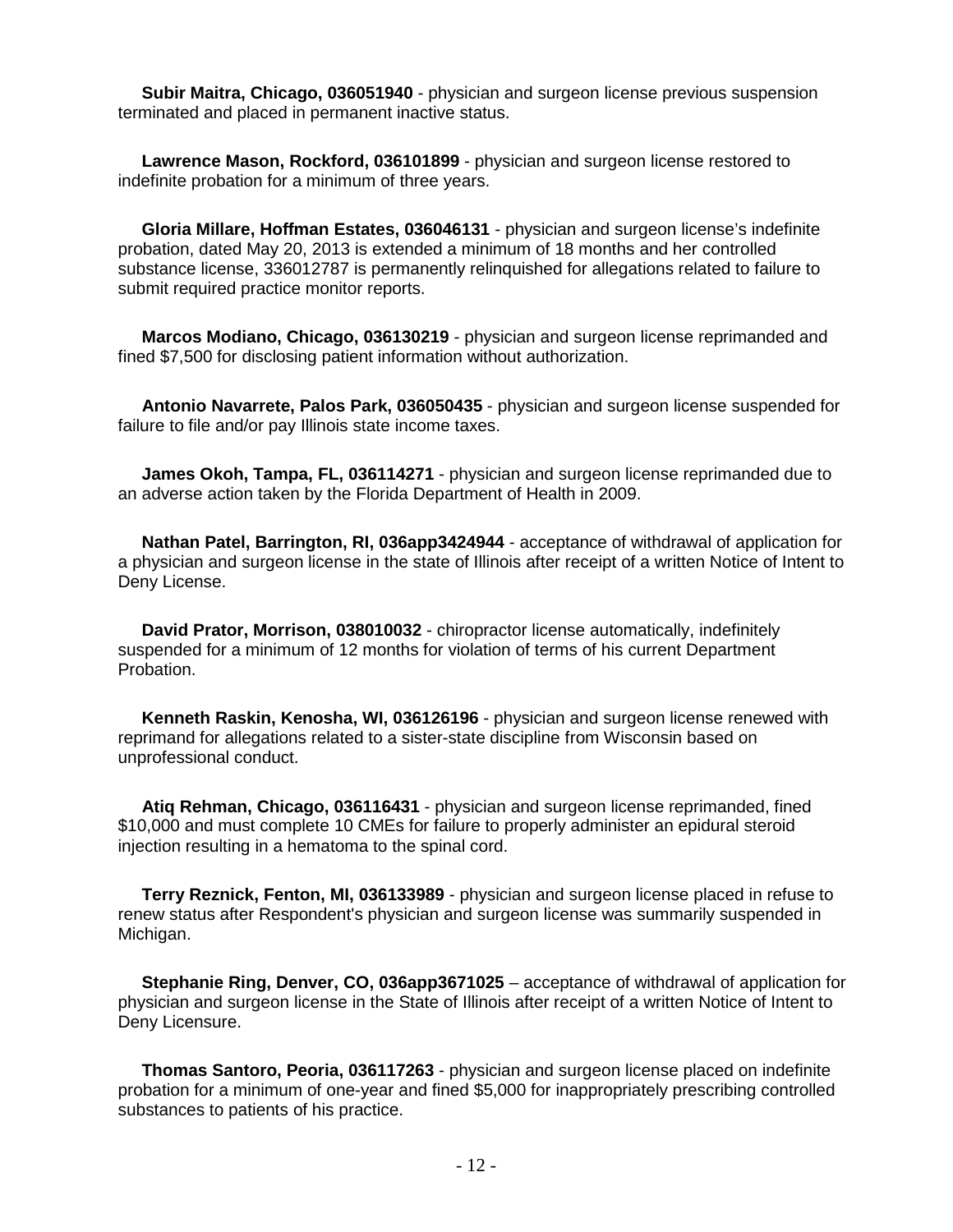**Subir Maitra, Chicago, 036051940** - physician and surgeon license previous suspension terminated and placed in permanent inactive status.

**Lawrence Mason, Rockford, 036101899** - physician and surgeon license restored to indefinite probation for a minimum of three years.

**Gloria Millare, Hoffman Estates, 036046131** - physician and surgeon license's indefinite probation, dated May 20, 2013 is extended a minimum of 18 months and her controlled substance license, 336012787 is permanently relinquished for allegations related to failure to submit required practice monitor reports.

**Marcos Modiano, Chicago, 036130219** - physician and surgeon license reprimanded and fined $7,500 for disclosing patient information without authorization.

**Antonio Navarrete, Palos Park, 036050435** - physician and surgeon license suspended for failure to file and/or pay Illinois state income taxes.

**James Okoh, Tampa, FL, 036114271** - physician and surgeon license reprimanded due to an adverse action taken by the Florida Department of Health in 2009.

**Nathan Patel, Barrington, RI, 036app3424944** - acceptance of withdrawal of application for a physician and surgeon license in the state of Illinois after receipt of a written Notice of Intent to Deny License.

**David Prator, Morrison, 038010032** - chiropractor license automatically, indefinitely suspended for a minimum of 12 months for violation of terms of his current Department Probation.

**Kenneth Raskin, Kenosha, WI, 036126196** - physician and surgeon license renewed with reprimand for allegations related to a sister-state discipline from Wisconsin based on unprofessional conduct.

**Atiq Rehman, Chicago, 036116431** - physician and surgeon license reprimanded, fined $10,000 and must complete 10 CMEs for failure to properly administer an epidural steroid injection resulting in a hematoma to the spinal cord.

**Terry Reznick, Fenton, MI, 036133989** - physician and surgeon license placed in refuse to renew status after Respondent's physician and surgeon license was summarily suspended in Michigan.

**Stephanie Ring, Denver, CO, 036app3671025** – acceptance of withdrawal of application for physician and surgeon license in the State of Illinois after receipt of a written Notice of Intent to Deny Licensure.

**Thomas Santoro, Peoria, 036117263** - physician and surgeon license placed on indefinite probation for a minimum of one-year and fined $5,000 for inappropriately prescribing controlled substances to patients of his practice.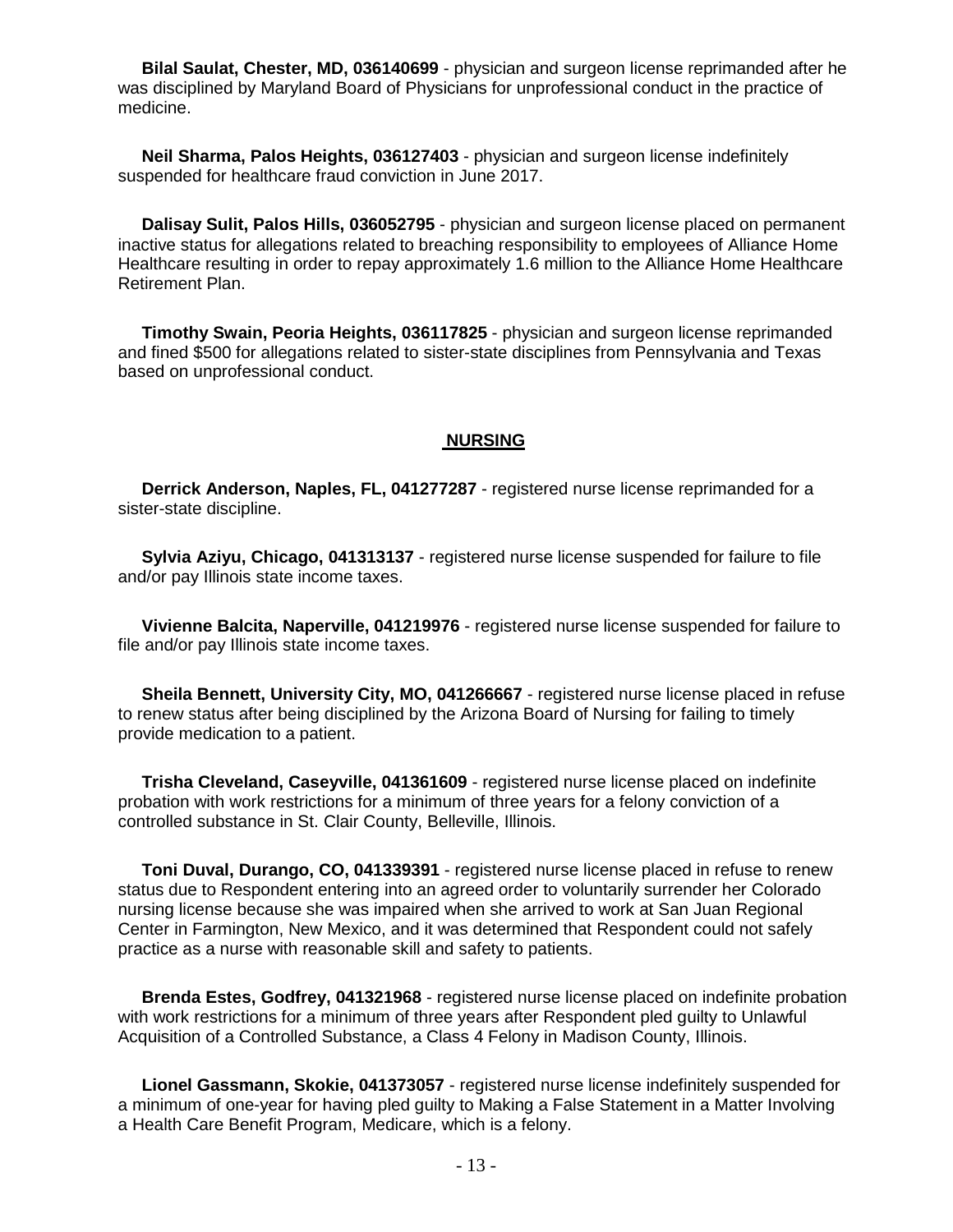**Bilal Saulat, Chester, MD, 036140699** - physician and surgeon license reprimanded after he was disciplined by Maryland Board of Physicians for unprofessional conduct in the practice of medicine.

**Neil Sharma, Palos Heights, 036127403** - physician and surgeon license indefinitely suspended for healthcare fraud conviction in June 2017.

**Dalisay Sulit, Palos Hills, 036052795** - physician and surgeon license placed on permanent inactive status for allegations related to breaching responsibility to employees of Alliance Home Healthcare resulting in order to repay approximately 1.6 million to the Alliance Home Healthcare Retirement Plan.

**Timothy Swain, Peoria Heights, 036117825** - physician and surgeon license reprimanded and fined $500 for allegations related to sister-state disciplines from Pennsylvania and Texas based on unprofessional conduct.

## NURSING

**Derrick Anderson, Naples, FL, 041277287** - registered nurse license reprimanded for a sister-state discipline.

**Sylvia Aziyu, Chicago, 041313137** - registered nurse license suspended for failure to file and/or pay Illinois state income taxes.

**Vivienne Balcita, Naperville, 041219976** - registered nurse license suspended for failure to file and/or pay Illinois state income taxes.

**Sheila Bennett, University City, MO, 041266667** - registered nurse license placed in refuse to renew status after being disciplined by the Arizona Board of Nursing for failing to timely provide medication to a patient.

**Trisha Cleveland, Caseyville, 041361609** - registered nurse license placed on indefinite probation with work restrictions for a minimum of three years for a felony conviction of a controlled substance in St. Clair County, Belleville, Illinois.

**Toni Duval, Durango, CO, 041339391** - registered nurse license placed in refuse to renew status due to Respondent entering into an agreed order to voluntarily surrender her Colorado nursing license because she was impaired when she arrived to work at San Juan Regional Center in Farmington, New Mexico, and it was determined that Respondent could not safely practice as a nurse with reasonable skill and safety to patients.

**Brenda Estes, Godfrey, 041321968** - registered nurse license placed on indefinite probation with work restrictions for a minimum of three years after Respondent pled guilty to Unlawful Acquisition of a Controlled Substance, a Class 4 Felony in Madison County, Illinois.

**Lionel Gassmann, Skokie, 041373057** - registered nurse license indefinitely suspended for a minimum of one-year for having pled guilty to Making a False Statement in a Matter Involving a Health Care Benefit Program, Medicare, which is a felony.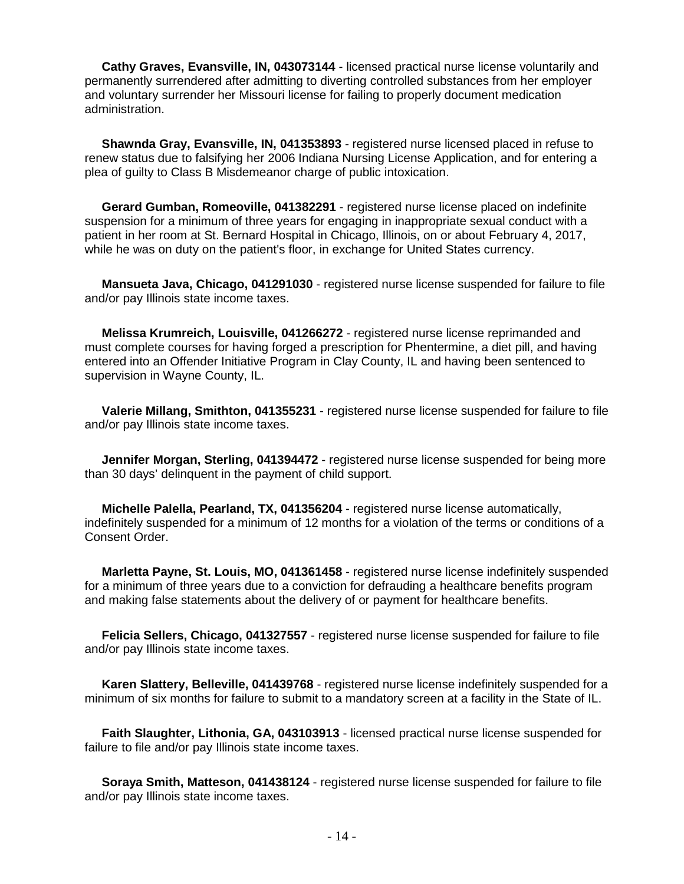**Cathy Graves, Evansville, IN, 043073144** - licensed practical nurse license voluntarily and permanently surrendered after admitting to diverting controlled substances from her employer and voluntary surrender her Missouri license for failing to properly document medication administration.

**Shawnda Gray, Evansville, IN, 041353893** - registered nurse licensed placed in refuse to renew status due to falsifying her 2006 Indiana Nursing License Application, and for entering a plea of guilty to Class B Misdemeanor charge of public intoxication.

**Gerard Gumban, Romeoville, 041382291** - registered nurse license placed on indefinite suspension for a minimum of three years for engaging in inappropriate sexual conduct with a patient in her room at St. Bernard Hospital in Chicago, Illinois, on or about February 4, 2017, while he was on duty on the patient's floor, in exchange for United States currency.

**Mansueta Java, Chicago, 041291030** - registered nurse license suspended for failure to file and/or pay Illinois state income taxes.

**Melissa Krumreich, Louisville, 041266272** - registered nurse license reprimanded and must complete courses for having forged a prescription for Phentermine, a diet pill, and having entered into an Offender Initiative Program in Clay County, IL and having been sentenced to supervision in Wayne County, IL.

**Valerie Millang, Smithton, 041355231** - registered nurse license suspended for failure to file and/or pay Illinois state income taxes.

**Jennifer Morgan, Sterling, 041394472** - registered nurse license suspended for being more than 30 days' delinquent in the payment of child support.

**Michelle Palella, Pearland, TX, 041356204** - registered nurse license automatically, indefinitely suspended for a minimum of 12 months for a violation of the terms or conditions of a Consent Order.

**Marletta Payne, St. Louis, MO, 041361458** - registered nurse license indefinitely suspended for a minimum of three years due to a conviction for defrauding a healthcare benefits program and making false statements about the delivery of or payment for healthcare benefits.

**Felicia Sellers, Chicago, 041327557** - registered nurse license suspended for failure to file and/or pay Illinois state income taxes.

**Karen Slattery, Belleville, 041439768** - registered nurse license indefinitely suspended for a minimum of six months for failure to submit to a mandatory screen at a facility in the State of IL.

**Faith Slaughter, Lithonia, GA, 043103913** - licensed practical nurse license suspended for failure to file and/or pay Illinois state income taxes.

**Soraya Smith, Matteson, 041438124** - registered nurse license suspended for failure to file and/or pay Illinois state income taxes.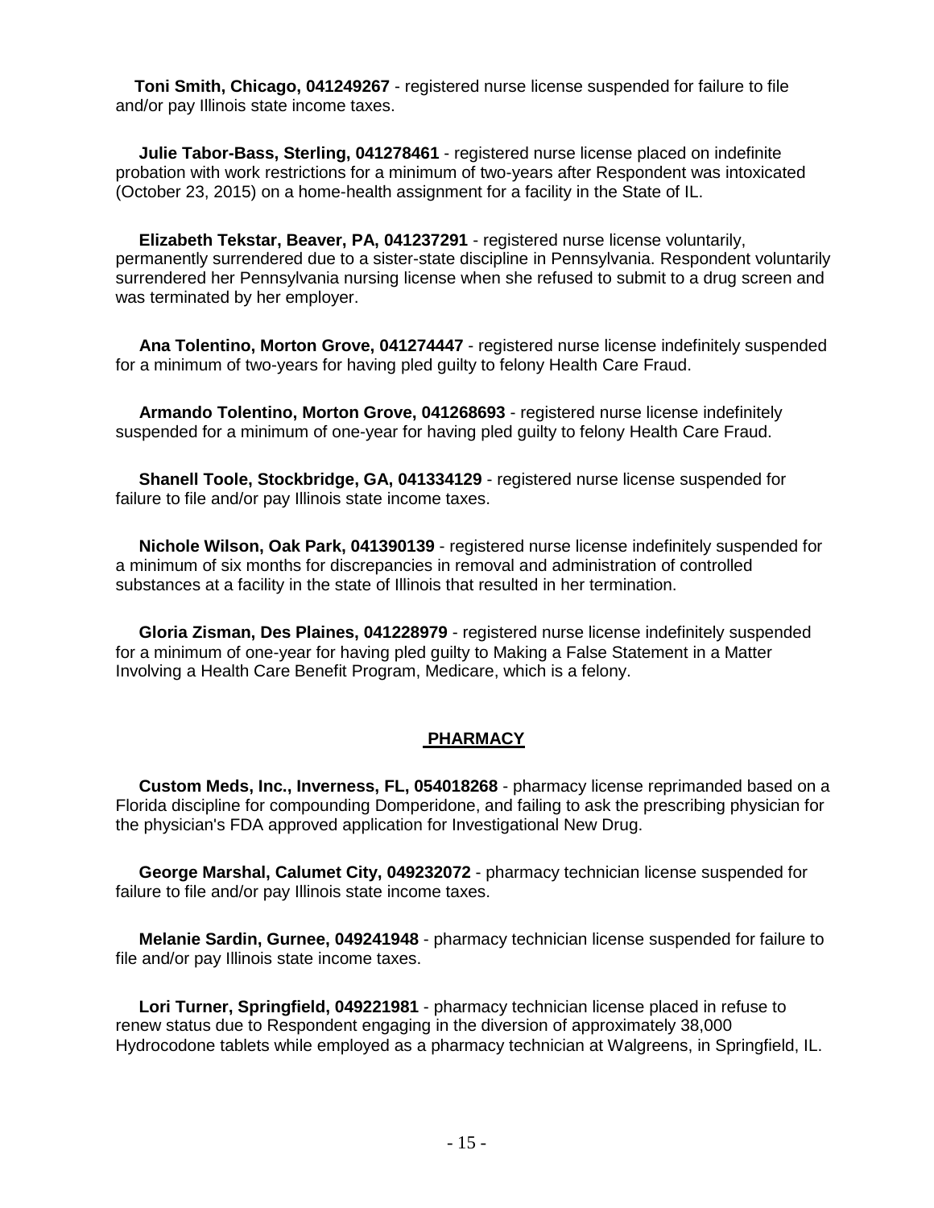**Toni Smith, Chicago, 041249267** - registered nurse license suspended for failure to file and/or pay Illinois state income taxes.

**Julie Tabor-Bass, Sterling, 041278461** - registered nurse license placed on indefinite probation with work restrictions for a minimum of two-years after Respondent was intoxicated (October 23, 2015) on a home-health assignment for a facility in the State of IL.

**Elizabeth Tekstar, Beaver, PA, 041237291** - registered nurse license voluntarily, permanently surrendered due to a sister-state discipline in Pennsylvania. Respondent voluntarily surrendered her Pennsylvania nursing license when she refused to submit to a drug screen and was terminated by her employer.

**Ana Tolentino, Morton Grove, 041274447** - registered nurse license indefinitely suspended for a minimum of two-years for having pled guilty to felony Health Care Fraud.

**Armando Tolentino, Morton Grove, 041268693** - registered nurse license indefinitely suspended for a minimum of one-year for having pled guilty to felony Health Care Fraud.

**Shanell Toole, Stockbridge, GA, 041334129** - registered nurse license suspended for failure to file and/or pay Illinois state income taxes.

**Nichole Wilson, Oak Park, 041390139** - registered nurse license indefinitely suspended for a minimum of six months for discrepancies in removal and administration of controlled substances at a facility in the state of Illinois that resulted in her termination.

**Gloria Zisman, Des Plaines, 041228979** - registered nurse license indefinitely suspended for a minimum of one-year for having pled guilty to Making a False Statement in a Matter Involving a Health Care Benefit Program, Medicare, which is a felony.

## PHARMACY

**Custom Meds, Inc., Inverness, FL, 054018268** - pharmacy license reprimanded based on a Florida discipline for compounding Domperidone, and failing to ask the prescribing physician for the physician's FDA approved application for Investigational New Drug.

**George Marshal, Calumet City, 049232072** - pharmacy technician license suspended for failure to file and/or pay Illinois state income taxes.

**Melanie Sardin, Gurnee, 049241948** - pharmacy technician license suspended for failure to file and/or pay Illinois state income taxes.

**Lori Turner, Springfield, 049221981** - pharmacy technician license placed in refuse to renew status due to Respondent engaging in the diversion of approximately 38,000 Hydrocodone tablets while employed as a pharmacy technician at Walgreens, in Springfield, IL.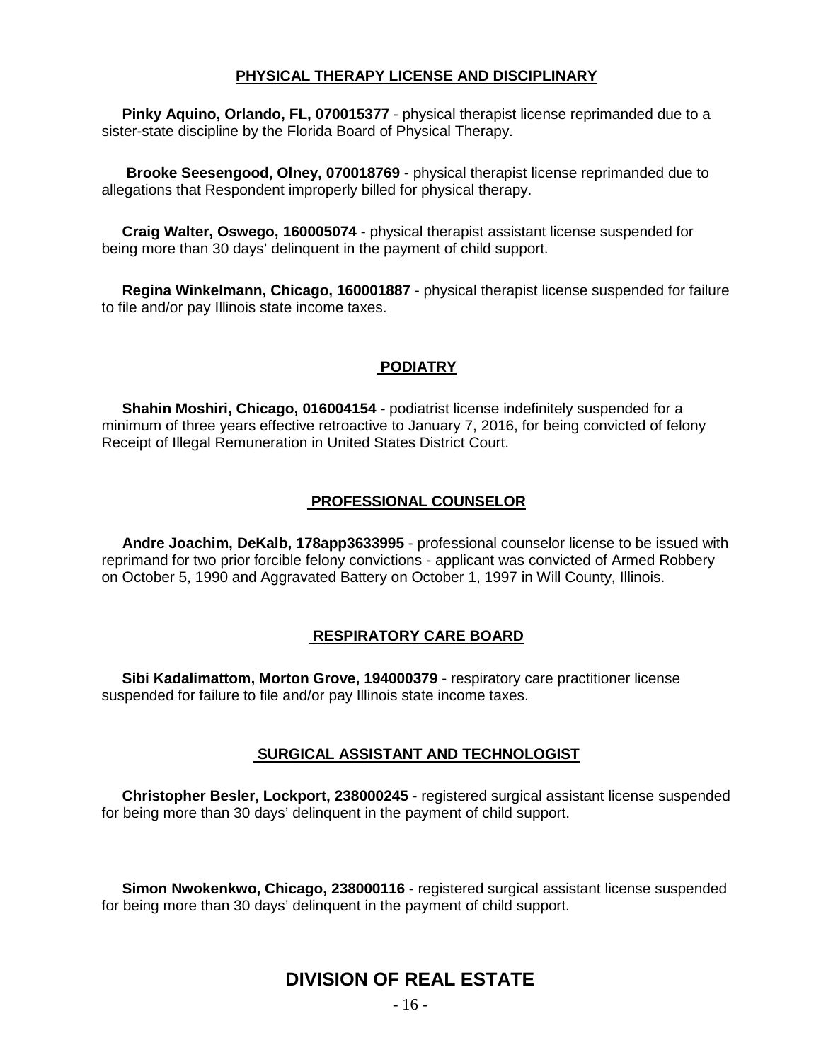## PHYSICAL THERAPY LICENSE AND DISCIPLINARY

**Pinky Aquino, Orlando, FL, 070015377** - physical therapist license reprimanded due to a sister-state discipline by the Florida Board of Physical Therapy.

**Brooke Seesengood, Olney, 070018769** - physical therapist license reprimanded due to allegations that Respondent improperly billed for physical therapy.

**Craig Walter, Oswego, 160005074** - physical therapist assistant license suspended for being more than 30 days' delinquent in the payment of child support.

**Regina Winkelmann, Chicago, 160001887** - physical therapist license suspended for failure to file and/or pay Illinois state income taxes.

## PODIATRY

**Shahin Moshiri, Chicago, 016004154** - podiatrist license indefinitely suspended for a minimum of three years effective retroactive to January 7, 2016, for being convicted of felony Receipt of Illegal Remuneration in United States District Court.

## PROFESSIONAL COUNSELOR

**Andre Joachim, DeKalb, 178app3633995** - professional counselor license to be issued with reprimand for two prior forcible felony convictions - applicant was convicted of Armed Robbery on October 5, 1990 and Aggravated Battery on October 1, 1997 in Will County, Illinois.

## RESPIRATORY CARE BOARD

**Sibi Kadalimattom, Morton Grove, 194000379** - respiratory care practitioner license suspended for failure to file and/or pay Illinois state income taxes.

## SURGICAL ASSISTANT AND TECHNOLOGIST

**Christopher Besler, Lockport, 238000245** - registered surgical assistant license suspended for being more than 30 days' delinquent in the payment of child support.

**Simon Nwokenkwo, Chicago, 238000116** - registered surgical assistant license suspended for being more than 30 days' delinquent in the payment of child support.

# DIVISION OF REAL ESTATE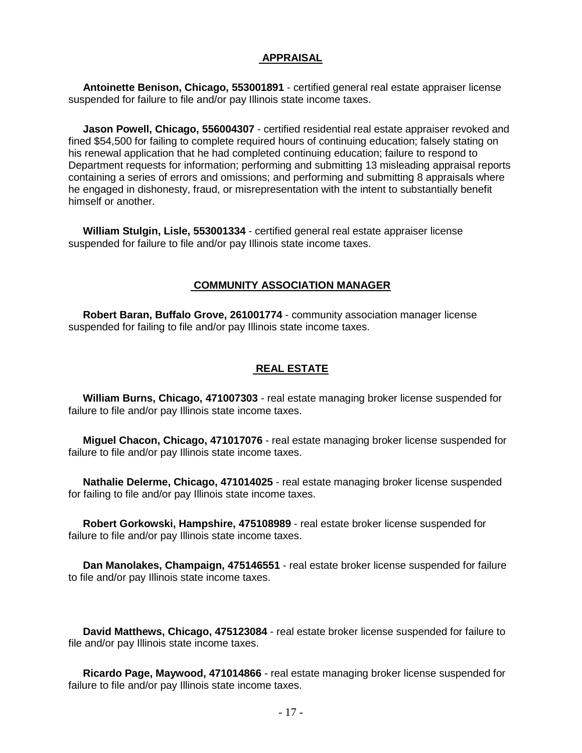## APPRAISAL

**Antoinette Benison, Chicago, 553001891** - certified general real estate appraiser license suspended for failure to file and/or pay Illinois state income taxes.

**Jason Powell, Chicago, 556004307** - certified residential real estate appraiser revoked and fined $54,500 for failing to complete required hours of continuing education; falsely stating on his renewal application that he had completed continuing education; failure to respond to Department requests for information; performing and submitting 13 misleading appraisal reports containing a series of errors and omissions; and performing and submitting 8 appraisals where he engaged in dishonesty, fraud, or misrepresentation with the intent to substantially benefit himself or another.

**William Stulgin, Lisle, 553001334** - certified general real estate appraiser license suspended for failure to file and/or pay Illinois state income taxes.

## COMMUNITY ASSOCIATION MANAGER

**Robert Baran, Buffalo Grove, 261001774** - community association manager license suspended for failing to file and/or pay Illinois state income taxes.

## REAL ESTATE

**William Burns, Chicago, 471007303** - real estate managing broker license suspended for failure to file and/or pay Illinois state income taxes.

**Miguel Chacon, Chicago, 471017076** - real estate managing broker license suspended for failure to file and/or pay Illinois state income taxes.

**Nathalie Delerme, Chicago, 471014025** - real estate managing broker license suspended for failing to file and/or pay Illinois state income taxes.

**Robert Gorkowski, Hampshire, 475108989** - real estate broker license suspended for failure to file and/or pay Illinois state income taxes.

**Dan Manolakes, Champaign, 475146551** - real estate broker license suspended for failure to file and/or pay Illinois state income taxes.

**David Matthews, Chicago, 475123084** - real estate broker license suspended for failure to file and/or pay Illinois state income taxes.

**Ricardo Page, Maywood, 471014866** - real estate managing broker license suspended for failure to file and/or pay Illinois state income taxes.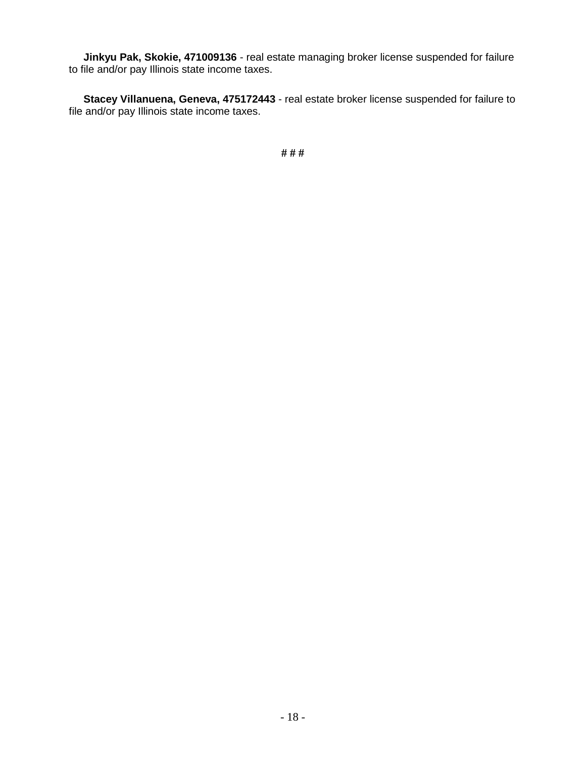**Jinkyu Pak, Skokie, 471009136** - real estate managing broker license suspended for failure to file and/or pay Illinois state income taxes.

**Stacey Villanuena, Geneva, 475172443** - real estate broker license suspended for failure to file and/or pay Illinois state income taxes.

# # #